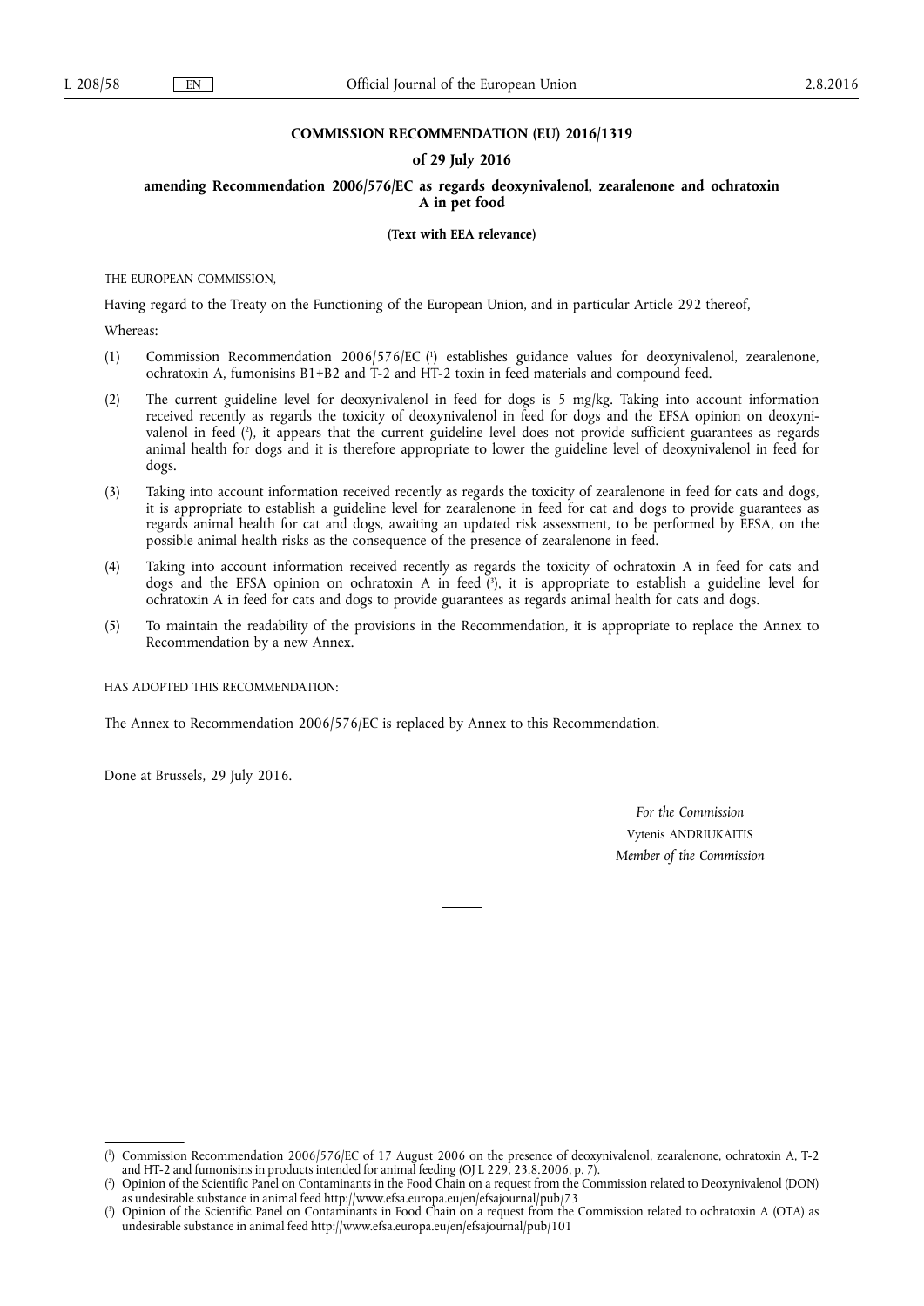**COMMISSION RECOMMENDATION (EU) 2016/1319**

**of 29 July 2016**

**amending Recommendation 2006/576/EC as regards deoxynivalenol, zearalenone and ochratoxin A in pet food**

**(Text with EEA relevance)**

THE EUROPEAN COMMISSION,

Having regard to the Treaty on the Functioning of the European Union, and in particular Article 292 thereof,

Whereas:

(1) Commission Recommendation 2006/576/EC [1] establishes guidance values for deoxynivalenol, zearalenone, ochratoxin A, fumonisins B1+B2 and T-2 and HT-2 toxin in feed materials and compound feed.

(2) The current guideline level for deoxynivalenol in feed for dogs is 5 mg/kg. Taking into account information received recently as regards the toxicity of deoxynivalenol in feed for dogs and the EFSA opinion on deoxynivalenol in feed [2], it appears that the current guideline level does not provide sufficient guarantees as regards animal health for dogs and it is therefore appropriate to lower the guideline level of deoxynivalenol in feed for dogs.

(3) Taking into account information received recently as regards the toxicity of zearalenone in feed for cats and dogs, it is appropriate to establish a guideline level for zearalenone in feed for cat and dogs to provide guarantees as regards animal health for cat and dogs, awaiting an updated risk assessment, to be performed by EFSA, on the possible animal health risks as the consequence of the presence of zearalenone in feed.

(4) Taking into account information received recently as regards the toxicity of ochratoxin A in feed for cats and dogs and the EFSA opinion on ochratoxin A in feed [3], it is appropriate to establish a guideline level for ochratoxin A in feed for cats and dogs to provide guarantees as regards animal health for cats and dogs.

(5) To maintain the readability of the provisions in the Recommendation, it is appropriate to replace the Annex to Recommendation by a new Annex.

HAS ADOPTED THIS RECOMMENDATION:

The Annex to Recommendation 2006/576/EC is replaced by Annex to this Recommendation.

Done at Brussels, 29 July 2016.

*For the Commission*

Vytenis ANDRIUKAITIS

*Member of the Commission*

---

[1] Commission Recommendation 2006/576/EC of 17 August 2006 on the presence of deoxynivalenol, zearalenone, ochratoxin A, T-2 and HT-2 and fumonisins in products intended for animal feeding (OJ L 229, 23.8.2006, p. 7).

[2] Opinion of the Scientific Panel on Contaminants in the Food Chain on a request from the Commission related to Deoxynivalenol (DON) as undesirable substance in animal feed http://www.efsa.europa.eu/en/efsajournal/pub/73

[3] Opinion of the Scientific Panel on Contaminants in Food Chain on a request from the Commission related to ochratoxin A (OTA) as undesirable substance in animal feed http://www.efsa.europa.eu/en/efsajournal/pub/101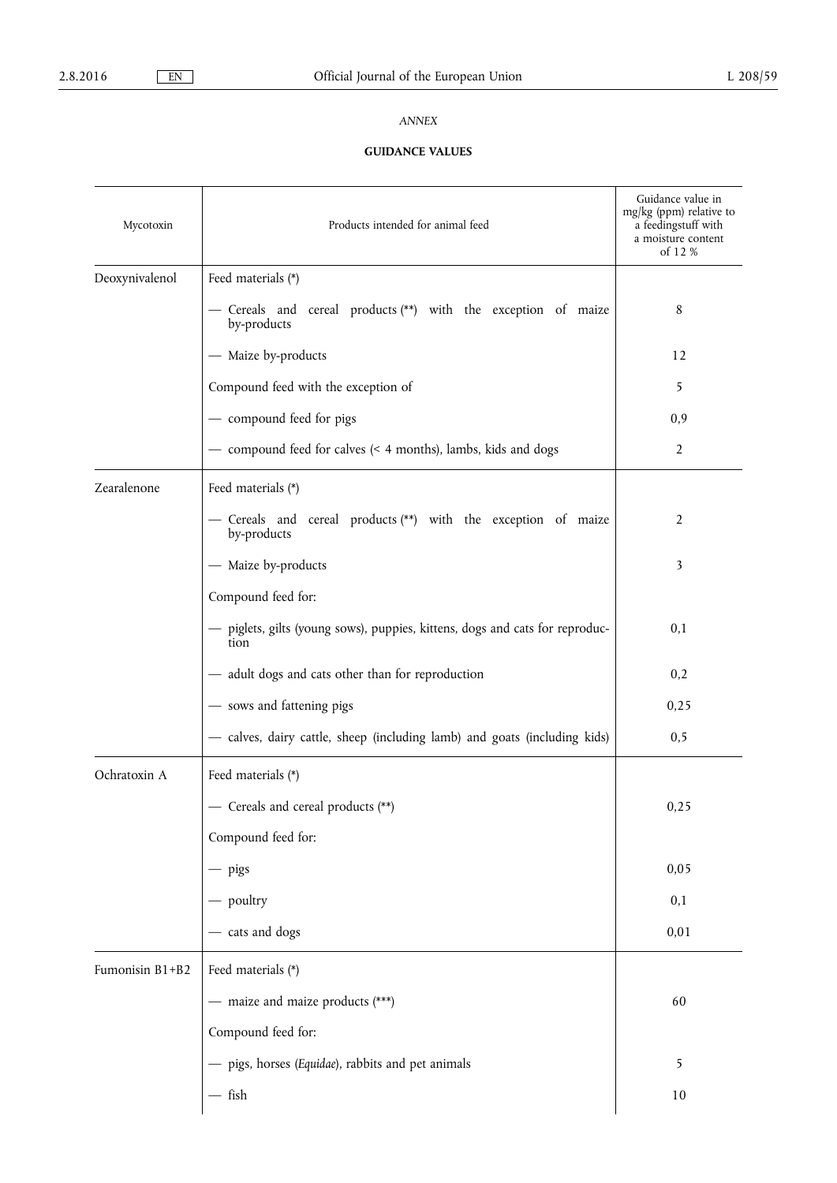*ANNEX*

**GUIDANCE VALUES**

| Mycotoxin | Products intended for animal feed | Guidance value in mg/kg (ppm) relative to a feedingstuff with a moisture content of 12 % |
|---|---|---|
| Deoxynivalenol | Feed materials (*) | |
| | — Cereals and cereal products (**) with the exception of maize by-products | 8 |
| | — Maize by-products | 12 |
| | Compound feed with the exception of | 5 |
| | — compound feed for pigs | 0,9 |
| | — compound feed for calves (< 4 months), lambs, kids and dogs | 2 |
| Zearalenone | Feed materials (*) | |
| | — Cereals and cereal products (**) with the exception of maize by-products | 2 |
| | — Maize by-products | 3 |
| | Compound feed for: | |
| | — piglets, gilts (young sows), puppies, kittens, dogs and cats for reproduction | 0,1 |
| | — adult dogs and cats other than for reproduction | 0,2 |
| | — sows and fattening pigs | 0,25 |
| | — calves, dairy cattle, sheep (including lamb) and goats (including kids) | 0,5 |
| Ochratoxin A | Feed materials (*) | |
| | — Cereals and cereal products (**) | 0,25 |
| | Compound feed for: | |
| | — pigs | 0,05 |
| | — poultry | 0,1 |
| | — cats and dogs | 0,01 |
| Fumonisin B1+B2 | Feed materials (*) | |
| | — maize and maize products (***) | 60 |
| | Compound feed for: | |
| | — pigs, horses (*Equidae*), rabbits and pet animals | 5 |
| | — fish | 10 |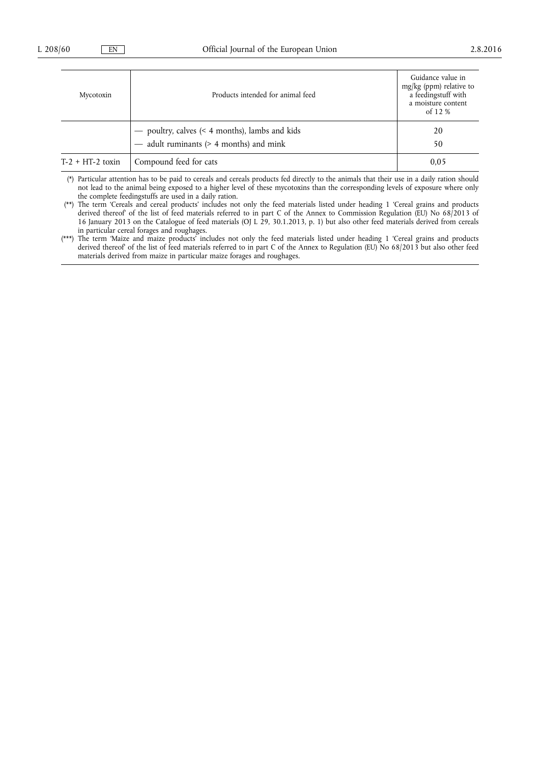| Mycotoxin | Products intended for animal feed | Guidance value in mg/kg (ppm) relative to a feedingstuff with a moisture content of 12 % |
|---|---|---|
| | — poultry, calves (< 4 months), lambs and kids | 20 |
| | — adult ruminants (> 4 months) and mink | 50 |
| T-2 + HT-2 toxin | Compound feed for cats | 0,05 |

(*) Particular attention has to be paid to cereals and cereals products fed directly to the animals that their use in a daily ration should not lead to the animal being exposed to a higher level of these mycotoxins than the corresponding levels of exposure where only the complete feedingstuffs are used in a daily ration.

(**) The term 'Cereals and cereal products' includes not only the feed materials listed under heading 1 'Cereal grains and products derived thereof' of the list of feed materials referred to in part C of the Annex to Commission Regulation (EU) No 68/2013 of 16 January 2013 on the Catalogue of feed materials (OJ L 29, 30.1.2013, p. 1) but also other feed materials derived from cereals in particular cereal forages and roughages.

(***) The term 'Maize and maize products' includes not only the feed materials listed under heading 1 'Cereal grains and products derived thereof' of the list of feed materials referred to in part C of the Annex to Regulation (EU) No 68/2013 but also other feed materials derived from maize in particular maize forages and roughages.